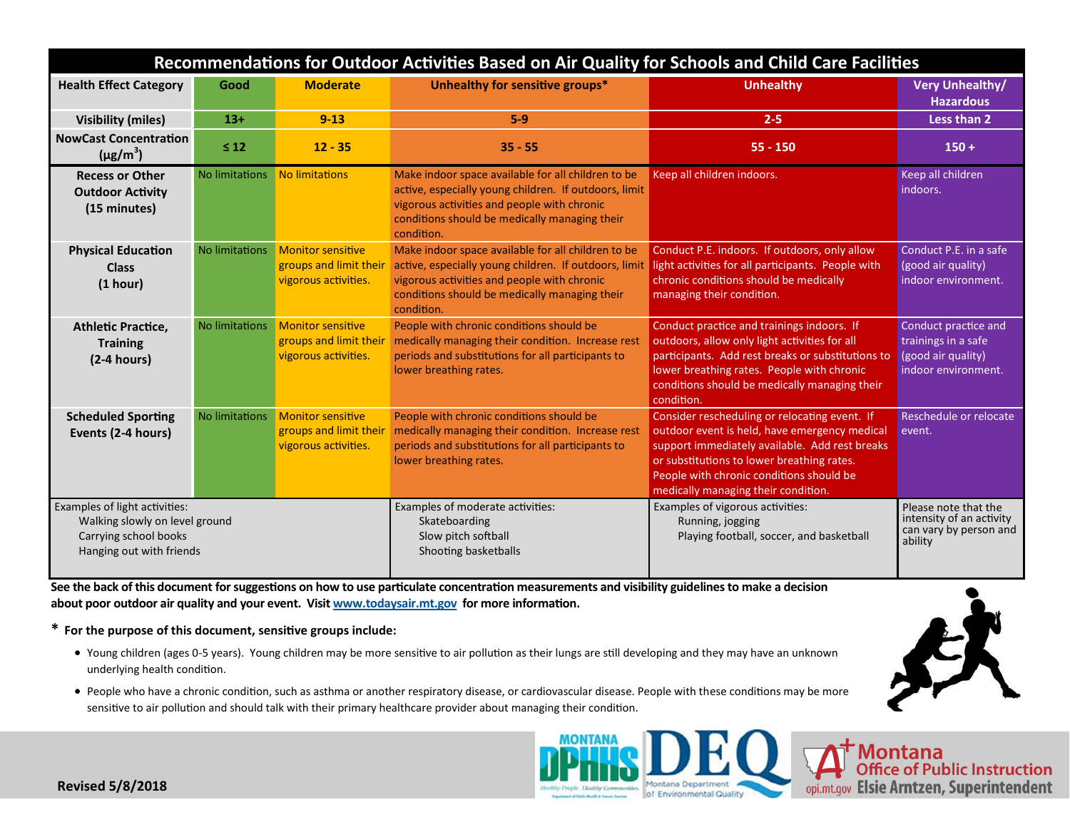# Recommendations for Outdoor Activities Based on Air Quality for Schools and Child Care Facilities

| Health Effect Category | Good | Moderate | Unhealthy for sensitive groups* | Unhealthy | Very Unhealthy/ Hazardous |
|---|---|---|---|---|---|
| Visibility (miles) | 13+ | 9-13 | 5-9 | 2-5 | Less than 2 |
| NowCast Concentration ($\mu g/m^3$) | ≤ 12 | 12 - 35 | 35 - 55 | 55 - 150 | 150 + |
| Recess or Other Outdoor Activity (15 minutes) | No limitations | No limitations | Make indoor space available for all children to be active, especially young children. If outdoors, limit vigorous activities and people with chronic conditions should be medically managing their condition. | Keep all children indoors. | Keep all children indoors. |
| Physical Education Class (1 hour) | No limitations | Monitor sensitive groups and limit their vigorous activities. | Make indoor space available for all children to be active, especially young children. If outdoors, limit vigorous activities and people with chronic conditions should be medically managing their condition. | Conduct P.E. indoors. If outdoors, only allow light activities for all participants. People with chronic conditions should be medically managing their condition. | Conduct P.E. in a safe (good air quality) indoor environment. |
| Athletic Practice, Training (2-4 hours) | No limitations | Monitor sensitive groups and limit their vigorous activities. | People with chronic conditions should be medically managing their condition. Increase rest periods and substitutions for all participants to lower breathing rates. | Conduct practice and trainings indoors. If outdoors, allow only light activities for all participants. Add rest breaks or substitutions to lower breathing rates. People with chronic conditions should be medically managing their condition. | Conduct practice and trainings in a safe (good air quality) indoor environment. |
| Scheduled Sporting Events (2-4 hours) | No limitations | Monitor sensitive groups and limit their vigorous activities. | People with chronic conditions should be medically managing their condition. Increase rest periods and substitutions for all participants to lower breathing rates. | Consider rescheduling or relocating event. If outdoor event is held, have emergency medical support immediately available. Add rest breaks or substitutions to lower breathing rates. People with chronic conditions should be medically managing their condition. | Reschedule or relocate event. |
| Examples of light activities: Walking slowly on level ground; Carrying school books; Hanging out with friends | | | Examples of moderate activities: Skateboarding; Slow pitch softball; Shooting basketballs | Examples of vigorous activities: Running, jogging; Playing football, soccer, and basketball | Please note that the intensity of an activity can vary by person and ability |

**See the back of this document for suggestions on how to use particulate concentration measurements and visibility guidelines to make a decision about poor outdoor air quality and your event. Visit www.todaysair.mt.gov for more information.**

**\* For the purpose of this document, sensitive groups include:**

- Young children (ages 0-5 years). Young children may be more sensitive to air pollution as their lungs are still developing and they may have an unknown underlying health condition.
- People who have a chronic condition, such as asthma or another respiratory disease, or cardiovascular disease. People with these conditions may be more sensitive to air pollution and should talk with their primary healthcare provider about managing their condition.

**Revised 5/8/2018**

Montana DPHHS — Healthy People. Healthy Communities. Department of Public Health & Human Services

DEQ — Montana Department of Environmental Quality

Montana Office of Public Instruction — opi.mt.gov — Elsie Arntzen, Superintendent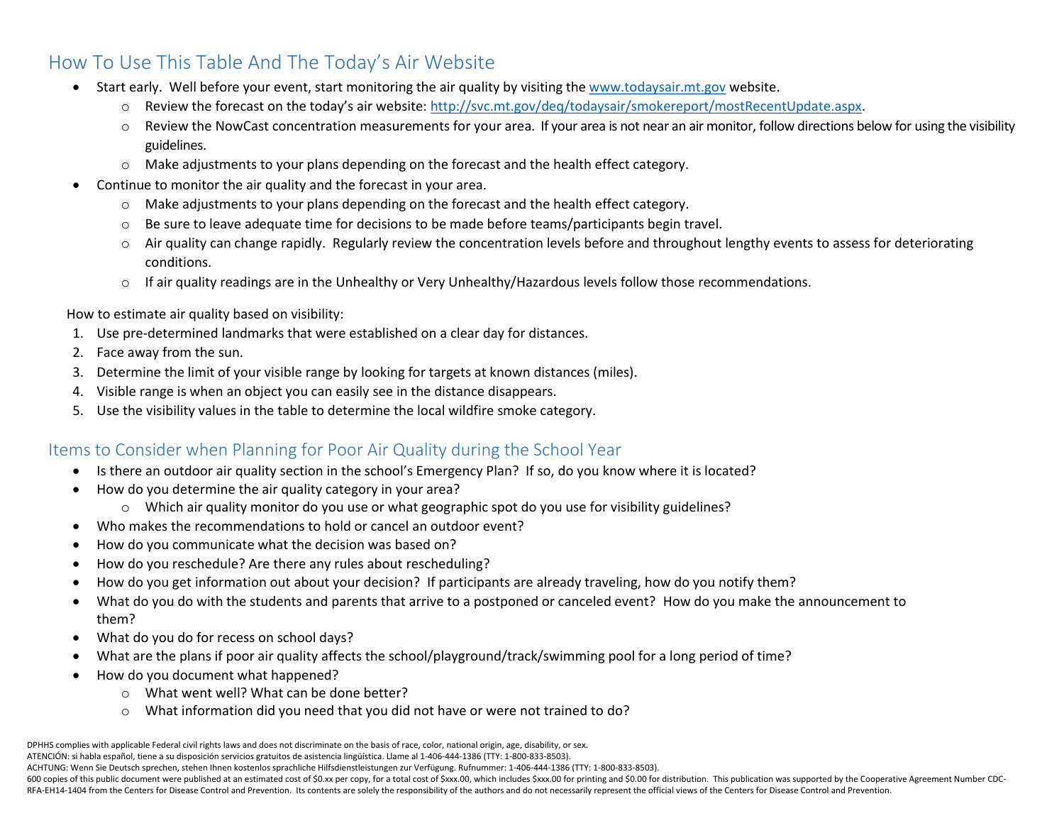## How To Use This Table And The Today's Air Website

- Start early. Well before your event, start monitoring the air quality by visiting the [www.todaysair.mt.gov](http://www.todaysair.mt.gov) website.
  - Review the forecast on the today's air website: [http://svc.mt.gov/deq/todaysair/smokereport/mostRecentUpdate.aspx](http://svc.mt.gov/deq/todaysair/smokereport/mostRecentUpdate.aspx).
  - Review the NowCast concentration measurements for your area. If your area is not near an air monitor, follow directions below for using the visibility guidelines.
  - Make adjustments to your plans depending on the forecast and the health effect category.
- Continue to monitor the air quality and the forecast in your area.
  - Make adjustments to your plans depending on the forecast and the health effect category.
  - Be sure to leave adequate time for decisions to be made before teams/participants begin travel.
  - Air quality can change rapidly. Regularly review the concentration levels before and throughout lengthy events to assess for deteriorating conditions.
  - If air quality readings are in the Unhealthy or Very Unhealthy/Hazardous levels follow those recommendations.

How to estimate air quality based on visibility:

1. Use pre-determined landmarks that were established on a clear day for distances.
2. Face away from the sun.
3. Determine the limit of your visible range by looking for targets at known distances (miles).
4. Visible range is when an object you can easily see in the distance disappears.
5. Use the visibility values in the table to determine the local wildfire smoke category.

## Items to Consider when Planning for Poor Air Quality during the School Year

- Is there an outdoor air quality section in the school's Emergency Plan? If so, do you know where it is located?
- How do you determine the air quality category in your area?
  - Which air quality monitor do you use or what geographic spot do you use for visibility guidelines?
- Who makes the recommendations to hold or cancel an outdoor event?
- How do you communicate what the decision was based on?
- How do you reschedule? Are there any rules about rescheduling?
- How do you get information out about your decision? If participants are already traveling, how do you notify them?
- What do you do with the students and parents that arrive to a postponed or canceled event? How do you make the announcement to them?
- What do you do for recess on school days?
- What are the plans if poor air quality affects the school/playground/track/swimming pool for a long period of time?
- How do you document what happened?
  - What went well? What can be done better?
  - What information did you need that you did not have or were not trained to do?

DPHHS complies with applicable Federal civil rights laws and does not discriminate on the basis of race, color, national origin, age, disability, or sex.
ATENCIÓN: si habla español, tiene a su disposición servicios gratuitos de asistencia lingüística. Llame al 1-406-444-1386 (TTY: 1-800-833-8503).
ACHTUNG: Wenn Sie Deutsch sprechen, stehen Ihnen kostenlos sprachliche Hilfsdienstleistungen zur Verfügung. Rufnummer: 1-406-444-1386 (TTY: 1-800-833-8503).
600 copies of this public document were published at an estimated cost of $0.xx per copy, for a total cost of $xxx.00, which includes $xxx.00 for printing and $0.00 for distribution. This publication was supported by the Cooperative Agreement Number CDC-RFA-EH14-1404 from the Centers for Disease Control and Prevention. Its contents are solely the responsibility of the authors and do not necessarily represent the official views of the Centers for Disease Control and Prevention.